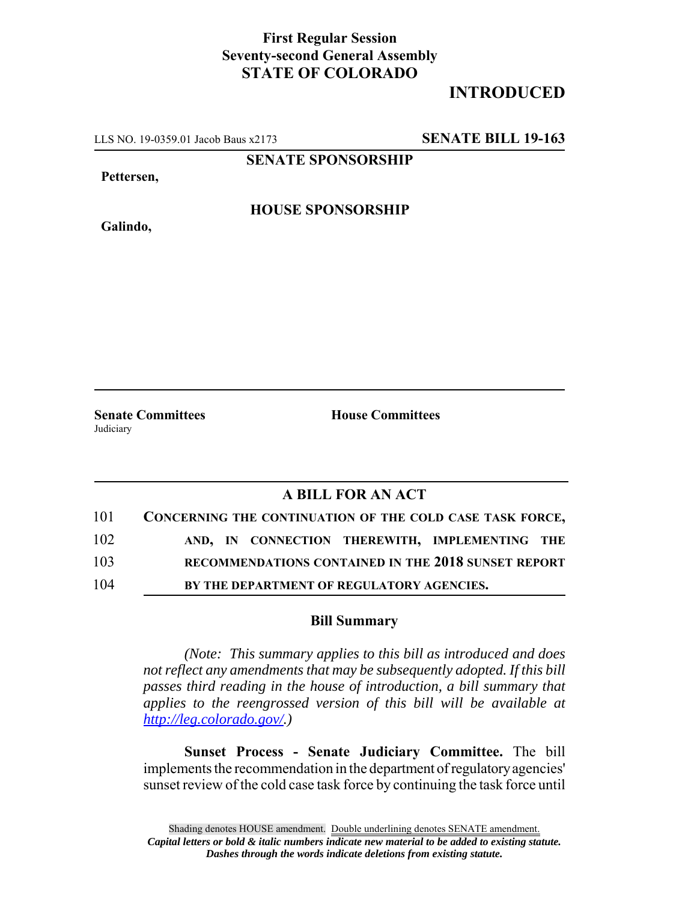**First Regular Session**
**Seventy-second General Assembly**
**STATE OF COLORADO**

# INTRODUCED

LLS NO. 19-0359.01 Jacob Baus x2173 **SENATE BILL 19-163**

**SENATE SPONSORSHIP**

**Pettersen,**

**HOUSE SPONSORSHIP**

**Galindo,**

**Senate Committees**
Judiciary

**House Committees**

## A BILL FOR AN ACT

101 **CONCERNING THE CONTINUATION OF THE COLD CASE TASK FORCE,**
102 **AND, IN CONNECTION THEREWITH, IMPLEMENTING THE**
103 **RECOMMENDATIONS CONTAINED IN THE 2018 SUNSET REPORT**
104 **BY THE DEPARTMENT OF REGULATORY AGENCIES.**

### Bill Summary

*(Note: This summary applies to this bill as introduced and does not reflect any amendments that may be subsequently adopted. If this bill passes third reading in the house of introduction, a bill summary that applies to the reengrossed version of this bill will be available at http://leg.colorado.gov/.)*

**Sunset Process - Senate Judiciary Committee.** The bill implements the recommendation in the department of regulatory agencies' sunset review of the cold case task force by continuing the task force until

Shading denotes HOUSE amendment. Double underlining denotes SENATE amendment.
*Capital letters or bold & italic numbers indicate new material to be added to existing statute.*
*Dashes through the words indicate deletions from existing statute.*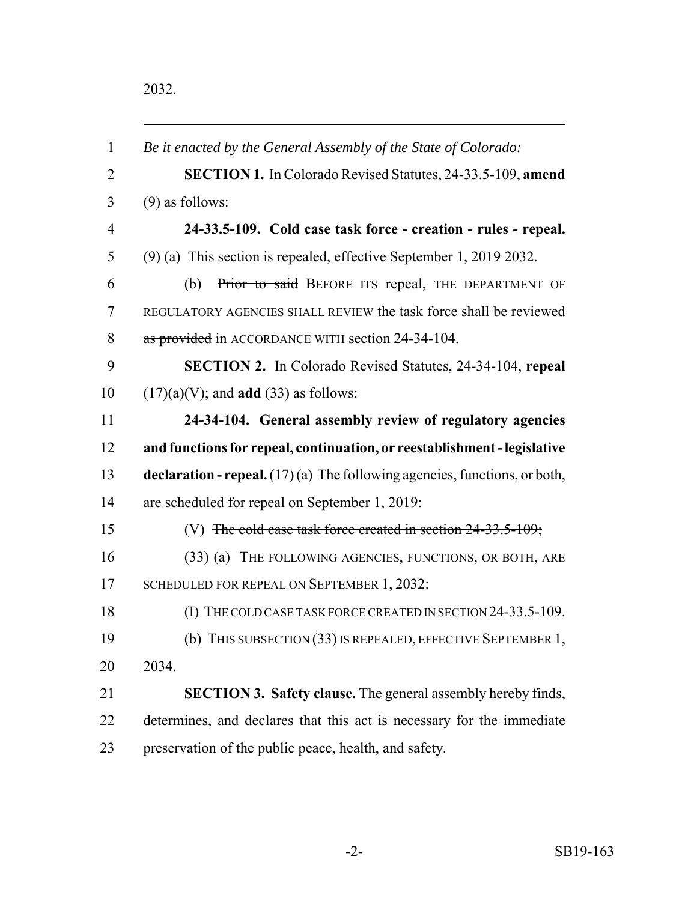2032.

---

1 *Be it enacted by the General Assembly of the State of Colorado:*

2 **SECTION 1.** In Colorado Revised Statutes, 24-33.5-109, **amend** 3 (9) as follows:

4 **24-33.5-109. Cold case task force - creation - rules - repeal.** 5 (9) (a) This section is repealed, effective September 1, ~~2019~~ 2032.

6 (b) ~~Prior to said~~ BEFORE ITS repeal, THE DEPARTMENT OF 7 REGULATORY AGENCIES SHALL REVIEW the task force ~~shall be reviewed~~ 8 ~~as provided~~ in ACCORDANCE WITH section 24-34-104.

9 **SECTION 2.** In Colorado Revised Statutes, 24-34-104, **repeal** 10 (17)(a)(V); and **add** (33) as follows:

11 **24-34-104. General assembly review of regulatory agencies** 12 **and functions for repeal, continuation, or reestablishment - legislative** 13 **declaration - repeal.** (17) (a) The following agencies, functions, or both, 14 are scheduled for repeal on September 1, 2019:

15 (V) ~~The cold case task force created in section 24-33.5-109;~~

16 (33) (a) THE FOLLOWING AGENCIES, FUNCTIONS, OR BOTH, ARE 17 SCHEDULED FOR REPEAL ON SEPTEMBER 1, 2032:

18 (I) THE COLD CASE TASK FORCE CREATED IN SECTION 24-33.5-109.

19 (b) THIS SUBSECTION (33) IS REPEALED, EFFECTIVE SEPTEMBER 1, 20 2034.

21 **SECTION 3. Safety clause.** The general assembly hereby finds, 22 determines, and declares that this act is necessary for the immediate 23 preservation of the public peace, health, and safety.

SB19-163